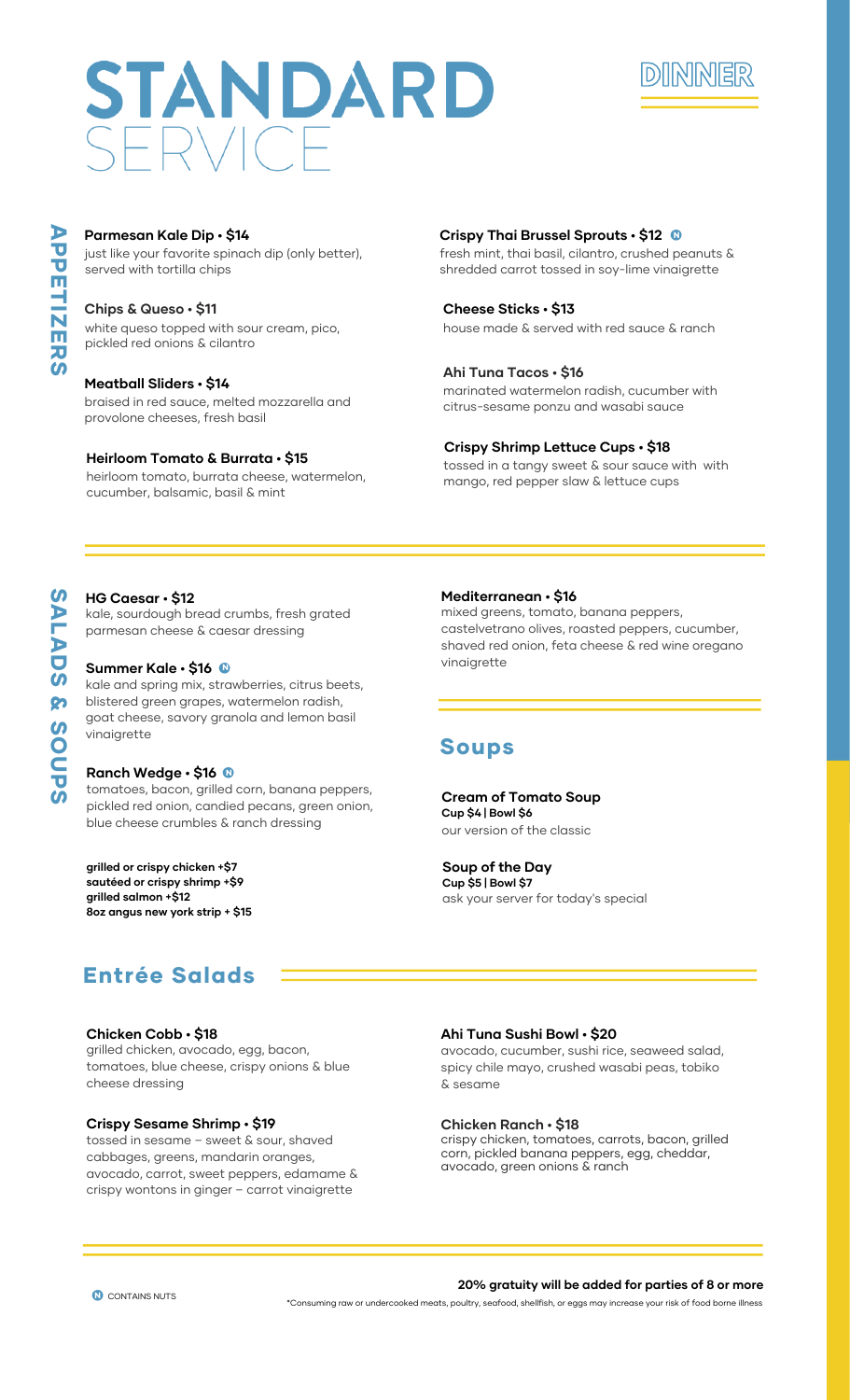# STANDARD SERVICE

## DINNER

## APPETIZERS

**Parmesan Kale Dip • $14**
just like your favorite spinach dip (only better), served with tortilla chips

**Chips & Queso • $11**
white queso topped with sour cream, pico, pickled red onions & cilantro

**Meatball Sliders • $14**
braised in red sauce, melted mozzarella and provolone cheeses, fresh basil

**Heirloom Tomato & Burrata • $15**
heirloom tomato, burrata cheese, watermelon, cucumber, balsamic, basil & mint

**Crispy Thai Brussel Sprouts • $12** (N)
fresh mint, thai basil, cilantro, crushed peanuts & shredded carrot tossed in soy-lime vinaigrette

**Cheese Sticks • $13**
house made & served with red sauce & ranch

**Ahi Tuna Tacos • $16**
marinated watermelon radish, cucumber with citrus-sesame ponzu and wasabi sauce

**Crispy Shrimp Lettuce Cups • $18**
tossed in a tangy sweet & sour sauce with with mango, red pepper slaw & lettuce cups

## SALADS & SOUPS

**HG Caesar • $12**
kale, sourdough bread crumbs, fresh grated parmesan cheese & caesar dressing

**Summer Kale • $16** (N)
kale and spring mix, strawberries, citrus beets, blistered green grapes, watermelon radish, goat cheese, savory granola and lemon basil vinaigrette

**Ranch Wedge • $16** (N)
tomatoes, bacon, grilled corn, banana peppers, pickled red onion, candied pecans, green onion, blue cheese crumbles & ranch dressing

**grilled or crispy chicken +$7**
**sautéed or crispy shrimp +$9**
**grilled salmon +$12**
**8oz angus new york strip + $15**

**Mediterranean • $16**
mixed greens, tomato, banana peppers, castelvetrano olives, roasted peppers, cucumber, shaved red onion, feta cheese & red wine oregano vinaigrette

## Soups

**Cream of Tomato Soup**
**Cup $4 | Bowl $6**
our version of the classic

**Soup of the Day**
**Cup $5 | Bowl $7**
ask your server for today's special

## Entrée Salads

**Chicken Cobb • $18**
grilled chicken, avocado, egg, bacon, tomatoes, blue cheese, crispy onions & blue cheese dressing

**Crispy Sesame Shrimp • $19**
tossed in sesame – sweet & sour, shaved cabbages, greens, mandarin oranges, avocado, carrot, sweet peppers, edamame & crispy wontons in ginger – carrot vinaigrette

**Ahi Tuna Sushi Bowl • $20**
avocado, cucumber, sushi rice, seaweed salad, spicy chile mayo, crushed wasabi peas, tobiko & sesame

**Chicken Ranch • $18**
crispy chicken, tomatoes, carrots, bacon, grilled corn, pickled banana peppers, egg, cheddar, avocado, green onions & ranch

(N) CONTAINS NUTS

**20% gratuity will be added for parties of 8 or more**

*Consuming raw or undercooked meats, poultry, seafood, shellfish, or eggs may increase your risk of food borne illness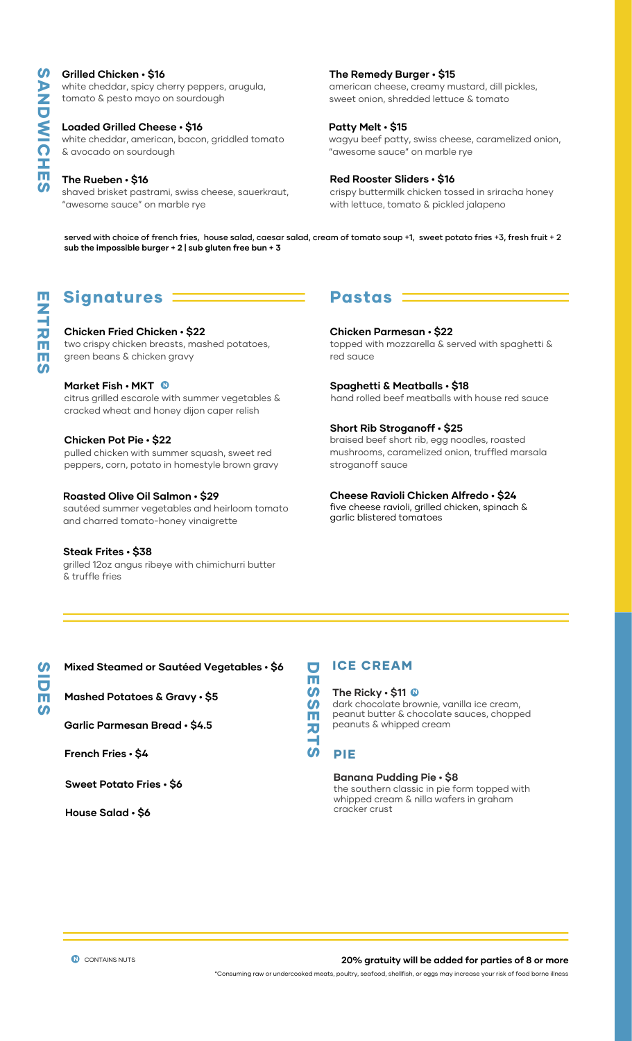## SANDWICHES

**Grilled Chicken • $16**
white cheddar, spicy cherry peppers, arugula, tomato & pesto mayo on sourdough

**Loaded Grilled Cheese • $16**
white cheddar, american, bacon, griddled tomato & avocado on sourdough

**The Rueben • $16**
shaved brisket pastrami, swiss cheese, sauerkraut, "awesome sauce" on marble rye

**The Remedy Burger • $15**
american cheese, creamy mustard, dill pickles, sweet onion, shredded lettuce & tomato

**Patty Melt • $15**
wagyu beef patty, swiss cheese, caramelized onion, "awesome sauce" on marble rye

**Red Rooster Sliders • $16**
crispy buttermilk chicken tossed in sriracha honey with lettuce, tomato & pickled jalapeno

**served with choice of french fries, house salad, caesar salad, cream of tomato soup +1, sweet potato fries +3, fresh fruit + 2**
**sub the impossible burger + 2 | sub gluten free bun + 3**

## ENTREES

### Signatures

**Chicken Fried Chicken • $22**
two crispy chicken breasts, mashed potatoes, green beans & chicken gravy

**Market Fish • MKT** (N)
citrus grilled escarole with summer vegetables & cracked wheat and honey dijon caper relish

**Chicken Pot Pie • $22**
pulled chicken with summer squash, sweet red peppers, corn, potato in homestyle brown gravy

**Roasted Olive Oil Salmon • $29**
sautéed summer vegetables and heirloom tomato and charred tomato-honey vinaigrette

**Steak Frites • $38**
grilled 12oz angus ribeye with chimichurri butter & truffle fries

### Pastas

**Chicken Parmesan • $22**
topped with mozzarella & served with spaghetti & red sauce

**Spaghetti & Meatballs • $18**
hand rolled beef meatballs with house red sauce

**Short Rib Stroganoff • $25**
braised beef short rib, egg noodles, roasted mushrooms, caramelized onion, truffled marsala stroganoff sauce

**Cheese Ravioli Chicken Alfredo • $24**
five cheese ravioli, grilled chicken, spinach & garlic blistered tomatoes

## SIDES

**Mixed Steamed or Sautéed Vegetables • $6**

**Mashed Potatoes & Gravy • $5**

**Garlic Parmesan Bread • $4.5**

**French Fries • $4**

**Sweet Potato Fries • $6**

**House Salad • $6**

## DESSERTS

### ICE CREAM

**The Ricky • $11** (N)
dark chocolate brownie, vanilla ice cream, peanut butter & chocolate sauces, chopped peanuts & whipped cream

### PIE

**Banana Pudding Pie • $8**
the southern classic in pie form topped with whipped cream & nilla wafers in graham cracker crust

(N) CONTAINS NUTS

**20% gratuity will be added for parties of 8 or more**

*Consuming raw or undercooked meats, poultry, seafood, shellfish, or eggs may increase your risk of food borne illness